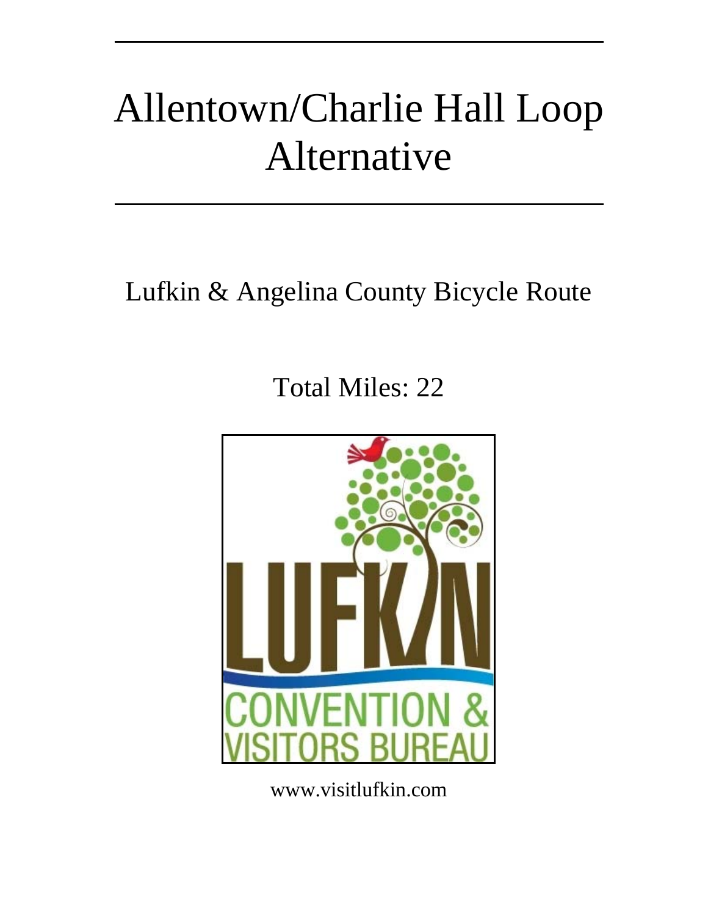# Allentown/Charlie Hall Loop Alternative

Lufkin & Angelina County Bicycle Route

Total Miles: 22

www.visitlufkin.com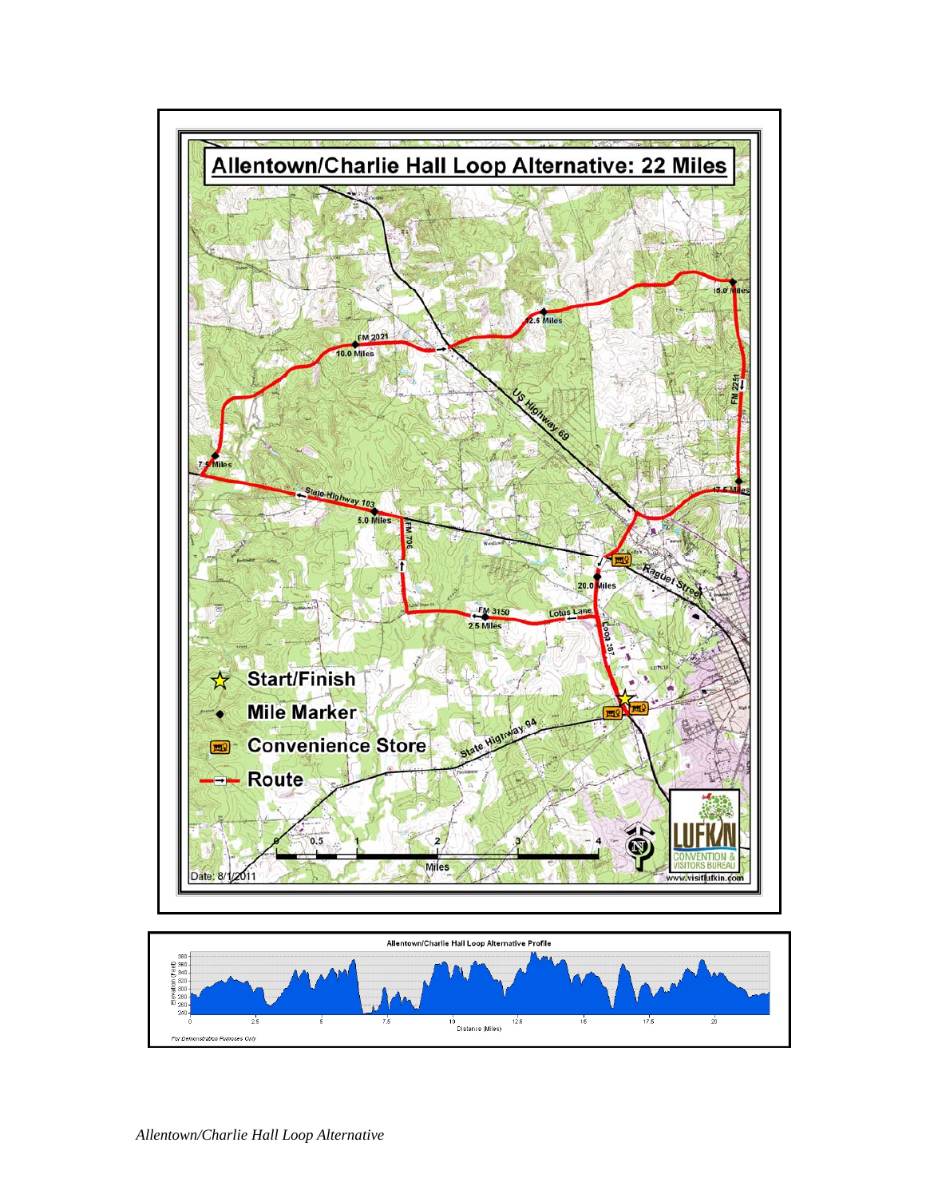# Allentown/Charlie Hall Loop Alternative: 22 Miles

Start/Finish

Mile Marker

Convenience Store

Route

Date: 8/1/2011

Allentown/Charlie Hall Loop Alternative Profile

For Demonstration Purposes Only

*Allentown/Charlie Hall Loop Alternative*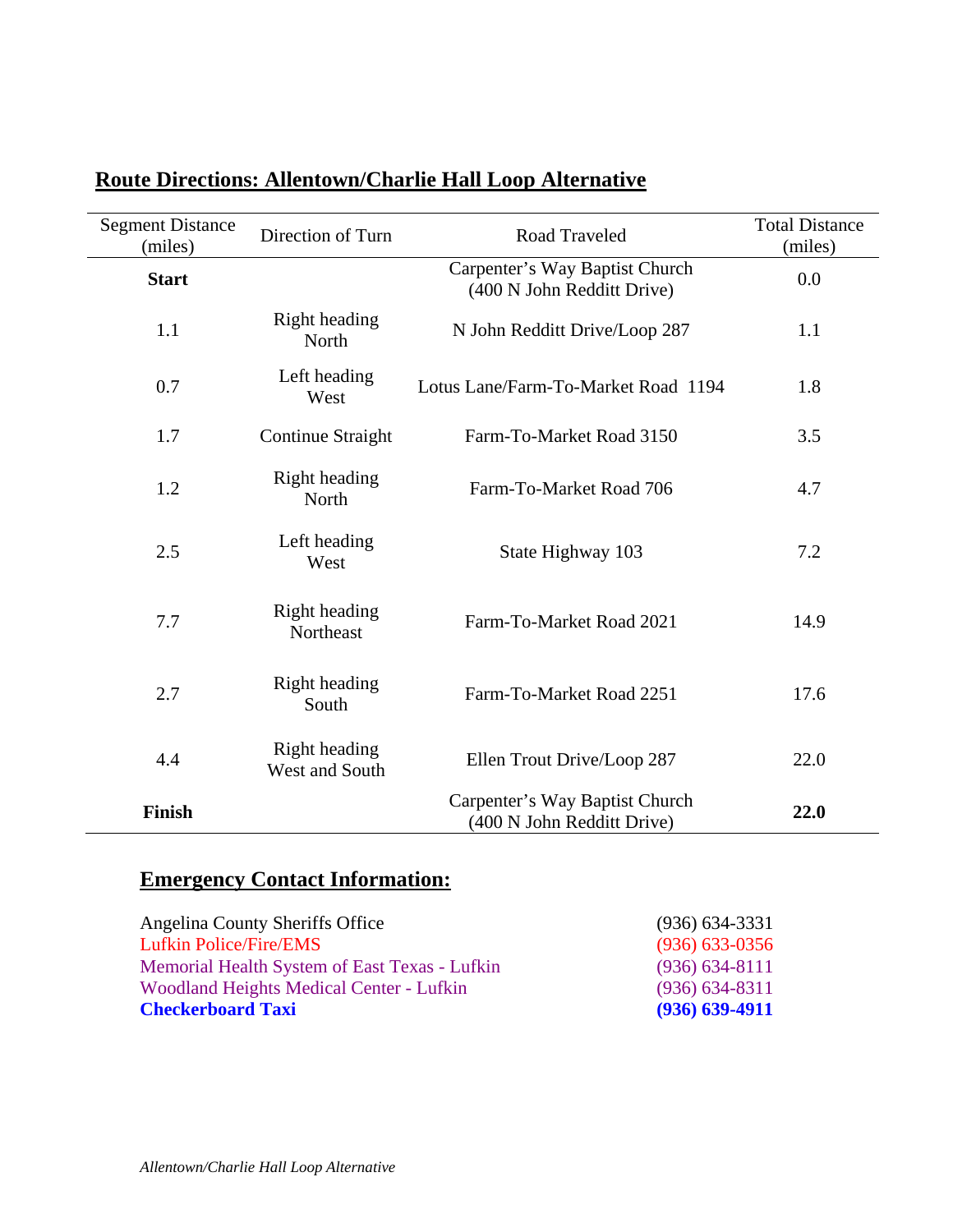## Route Directions: Allentown/Charlie Hall Loop Alternative

| Segment Distance (miles) | Direction of Turn | Road Traveled | Total Distance (miles) |
|---|---|---|---|
| **Start** | | Carpenter's Way Baptist Church (400 N John Redditt Drive) | 0.0 |
| 1.1 | Right heading North | N John Redditt Drive/Loop 287 | 1.1 |
| 0.7 | Left heading West | Lotus Lane/Farm-To-Market Road 1194 | 1.8 |
| 1.7 | Continue Straight | Farm-To-Market Road 3150 | 3.5 |
| 1.2 | Right heading North | Farm-To-Market Road 706 | 4.7 |
| 2.5 | Left heading West | State Highway 103 | 7.2 |
| 7.7 | Right heading Northeast | Farm-To-Market Road 2021 | 14.9 |
| 2.7 | Right heading South | Farm-To-Market Road 2251 | 17.6 |
| 4.4 | Right heading West and South | Ellen Trout Drive/Loop 287 | 22.0 |
| **Finish** | | Carpenter's Way Baptist Church (400 N John Redditt Drive) | **22.0** |

## Emergency Contact Information:

| | |
|---|---|
| Angelina County Sheriffs Office | (936) 634-3331 |
| Lufkin Police/Fire/EMS | (936) 633-0356 |
| Memorial Health System of East Texas - Lufkin | (936) 634-8111 |
| Woodland Heights Medical Center - Lufkin | (936) 634-8311 |
| **Checkerboard Taxi** | **(936) 639-4911** |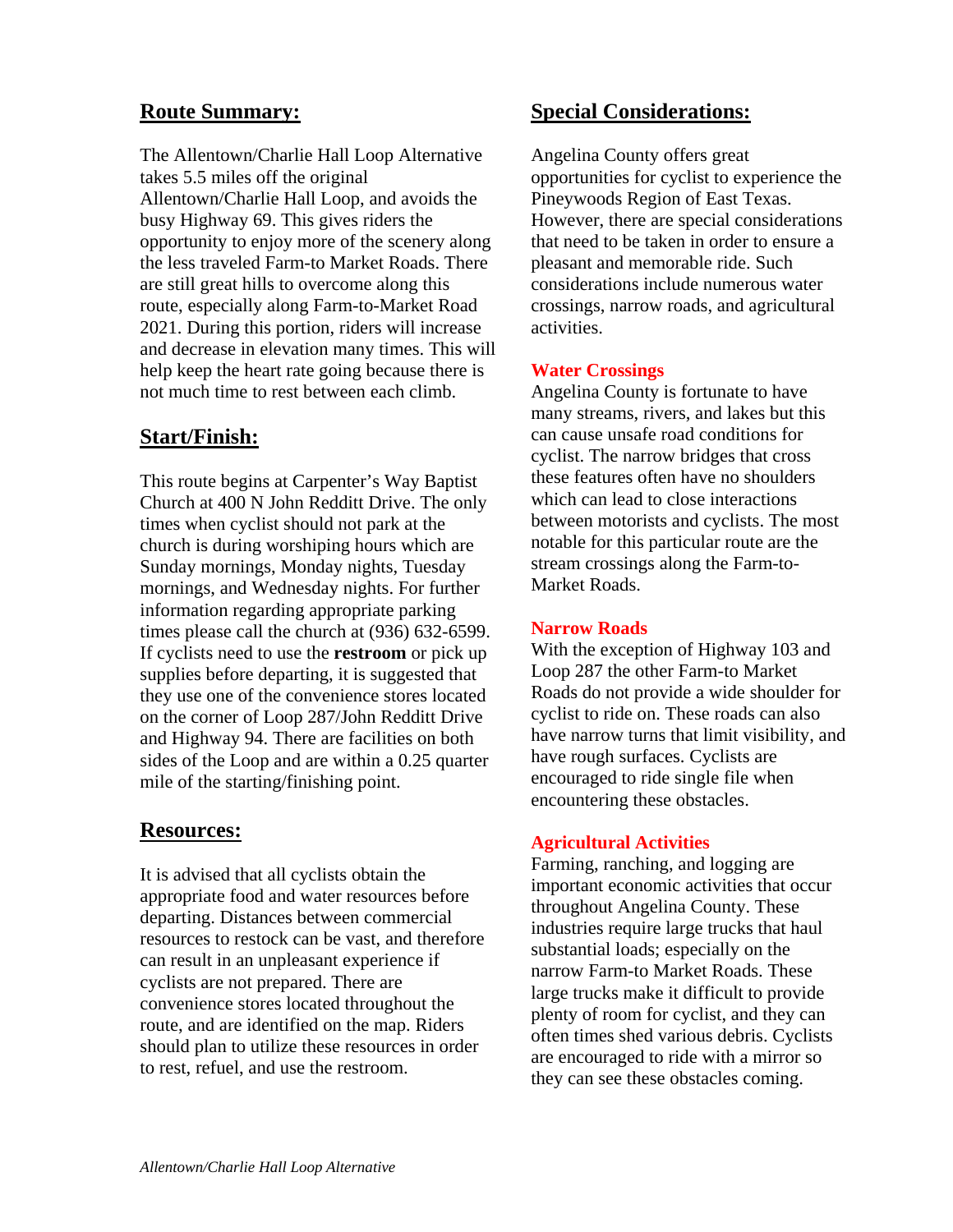## Route Summary:

The Allentown/Charlie Hall Loop Alternative takes 5.5 miles off the original Allentown/Charlie Hall Loop, and avoids the busy Highway 69. This gives riders the opportunity to enjoy more of the scenery along the less traveled Farm-to Market Roads. There are still great hills to overcome along this route, especially along Farm-to-Market Road 2021. During this portion, riders will increase and decrease in elevation many times. This will help keep the heart rate going because there is not much time to rest between each climb.

## Start/Finish:

This route begins at Carpenter's Way Baptist Church at 400 N John Redditt Drive. The only times when cyclist should not park at the church is during worshiping hours which are Sunday mornings, Monday nights, Tuesday mornings, and Wednesday nights. For further information regarding appropriate parking times please call the church at (936) 632-6599. If cyclists need to use the **restroom** or pick up supplies before departing, it is suggested that they use one of the convenience stores located on the corner of Loop 287/John Redditt Drive and Highway 94. There are facilities on both sides of the Loop and are within a 0.25 quarter mile of the starting/finishing point.

## Resources:

It is advised that all cyclists obtain the appropriate food and water resources before departing. Distances between commercial resources to restock can be vast, and therefore can result in an unpleasant experience if cyclists are not prepared. There are convenience stores located throughout the route, and are identified on the map. Riders should plan to utilize these resources in order to rest, refuel, and use the restroom.

## Special Considerations:

Angelina County offers great opportunities for cyclist to experience the Pineywoods Region of East Texas. However, there are special considerations that need to be taken in order to ensure a pleasant and memorable ride. Such considerations include numerous water crossings, narrow roads, and agricultural activities.

### Water Crossings

Angelina County is fortunate to have many streams, rivers, and lakes but this can cause unsafe road conditions for cyclist. The narrow bridges that cross these features often have no shoulders which can lead to close interactions between motorists and cyclists. The most notable for this particular route are the stream crossings along the Farm-to-Market Roads.

### Narrow Roads

With the exception of Highway 103 and Loop 287 the other Farm-to Market Roads do not provide a wide shoulder for cyclist to ride on. These roads can also have narrow turns that limit visibility, and have rough surfaces. Cyclists are encouraged to ride single file when encountering these obstacles.

### Agricultural Activities

Farming, ranching, and logging are important economic activities that occur throughout Angelina County. These industries require large trucks that haul substantial loads; especially on the narrow Farm-to Market Roads. These large trucks make it difficult to provide plenty of room for cyclist, and they can often times shed various debris. Cyclists are encouraged to ride with a mirror so they can see these obstacles coming.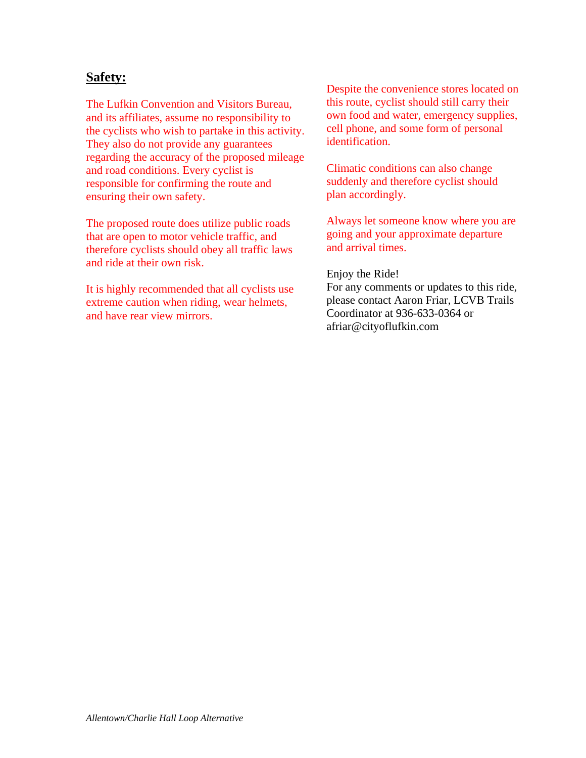## Safety:

The Lufkin Convention and Visitors Bureau, and its affiliates, assume no responsibility to the cyclists who wish to partake in this activity. They also do not provide any guarantees regarding the accuracy of the proposed mileage and road conditions. Every cyclist is responsible for confirming the route and ensuring their own safety.

The proposed route does utilize public roads that are open to motor vehicle traffic, and therefore cyclists should obey all traffic laws and ride at their own risk.

It is highly recommended that all cyclists use extreme caution when riding, wear helmets, and have rear view mirrors.

Despite the convenience stores located on this route, cyclist should still carry their own food and water, emergency supplies, cell phone, and some form of personal identification.

Climatic conditions can also change suddenly and therefore cyclist should plan accordingly.

Always let someone know where you are going and your approximate departure and arrival times.

Enjoy the Ride!
For any comments or updates to this ride, please contact Aaron Friar, LCVB Trails Coordinator at 936-633-0364 or afriar@cityoflufkin.com